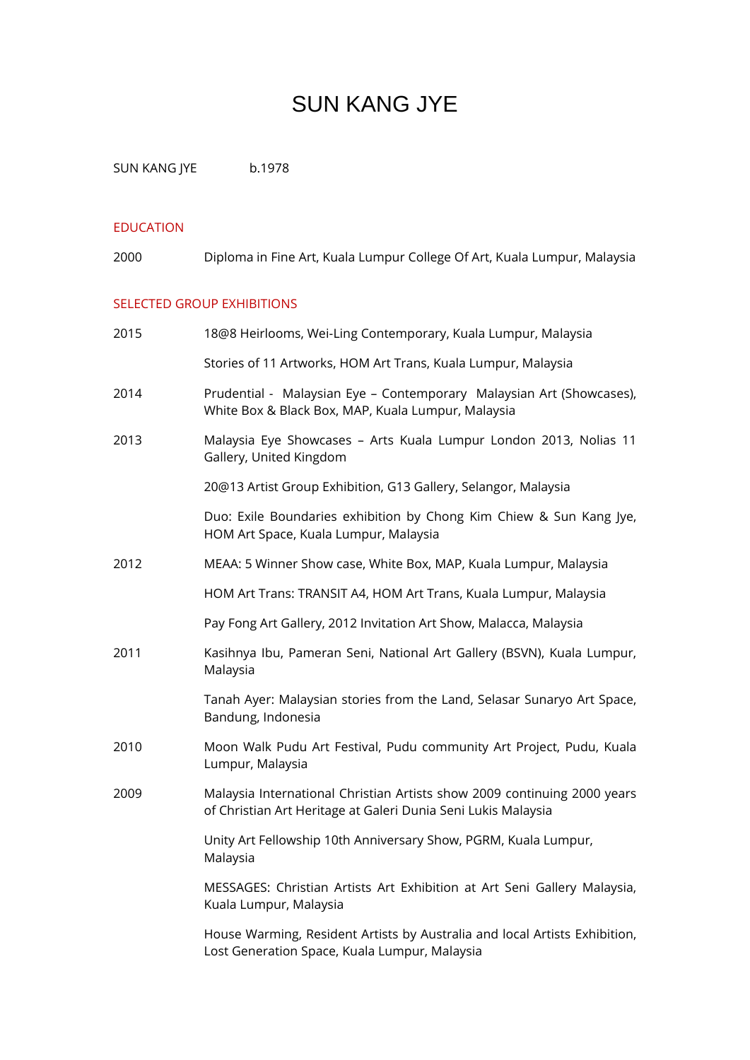# SUN KANG JYE

SUN KANG JYE b.1978

## EDUCATION

| | |
|---|---|
| 2000 | Diploma in Fine Art, Kuala Lumpur College Of Art, Kuala Lumpur, Malaysia |

## SELECTED GROUP EXHIBITIONS

| | |
|---|---|
| 2015 | 18@8 Heirlooms, Wei-Ling Contemporary, Kuala Lumpur, Malaysia |
| | Stories of 11 Artworks, HOM Art Trans, Kuala Lumpur, Malaysia |
| 2014 | Prudential - Malaysian Eye – Contemporary Malaysian Art (Showcases), White Box & Black Box, MAP, Kuala Lumpur, Malaysia |
| 2013 | Malaysia Eye Showcases – Arts Kuala Lumpur London 2013, Nolias 11 Gallery, United Kingdom |
| | 20@13 Artist Group Exhibition, G13 Gallery, Selangor, Malaysia |
| | Duo: Exile Boundaries exhibition by Chong Kim Chiew & Sun Kang Jye, HOM Art Space, Kuala Lumpur, Malaysia |
| 2012 | MEAA: 5 Winner Show case, White Box, MAP, Kuala Lumpur, Malaysia |
| | HOM Art Trans: TRANSIT A4, HOM Art Trans, Kuala Lumpur, Malaysia |
| | Pay Fong Art Gallery, 2012 Invitation Art Show, Malacca, Malaysia |
| 2011 | Kasihnya Ibu, Pameran Seni, National Art Gallery (BSVN), Kuala Lumpur, Malaysia |
| | Tanah Ayer: Malaysian stories from the Land, Selasar Sunaryo Art Space, Bandung, Indonesia |
| 2010 | Moon Walk Pudu Art Festival, Pudu community Art Project, Pudu, Kuala Lumpur, Malaysia |
| 2009 | Malaysia International Christian Artists show 2009 continuing 2000 years of Christian Art Heritage at Galeri Dunia Seni Lukis Malaysia |
| | Unity Art Fellowship 10th Anniversary Show, PGRM, Kuala Lumpur, Malaysia |
| | MESSAGES: Christian Artists Art Exhibition at Art Seni Gallery Malaysia, Kuala Lumpur, Malaysia |
| | House Warming, Resident Artists by Australia and local Artists Exhibition, Lost Generation Space, Kuala Lumpur, Malaysia |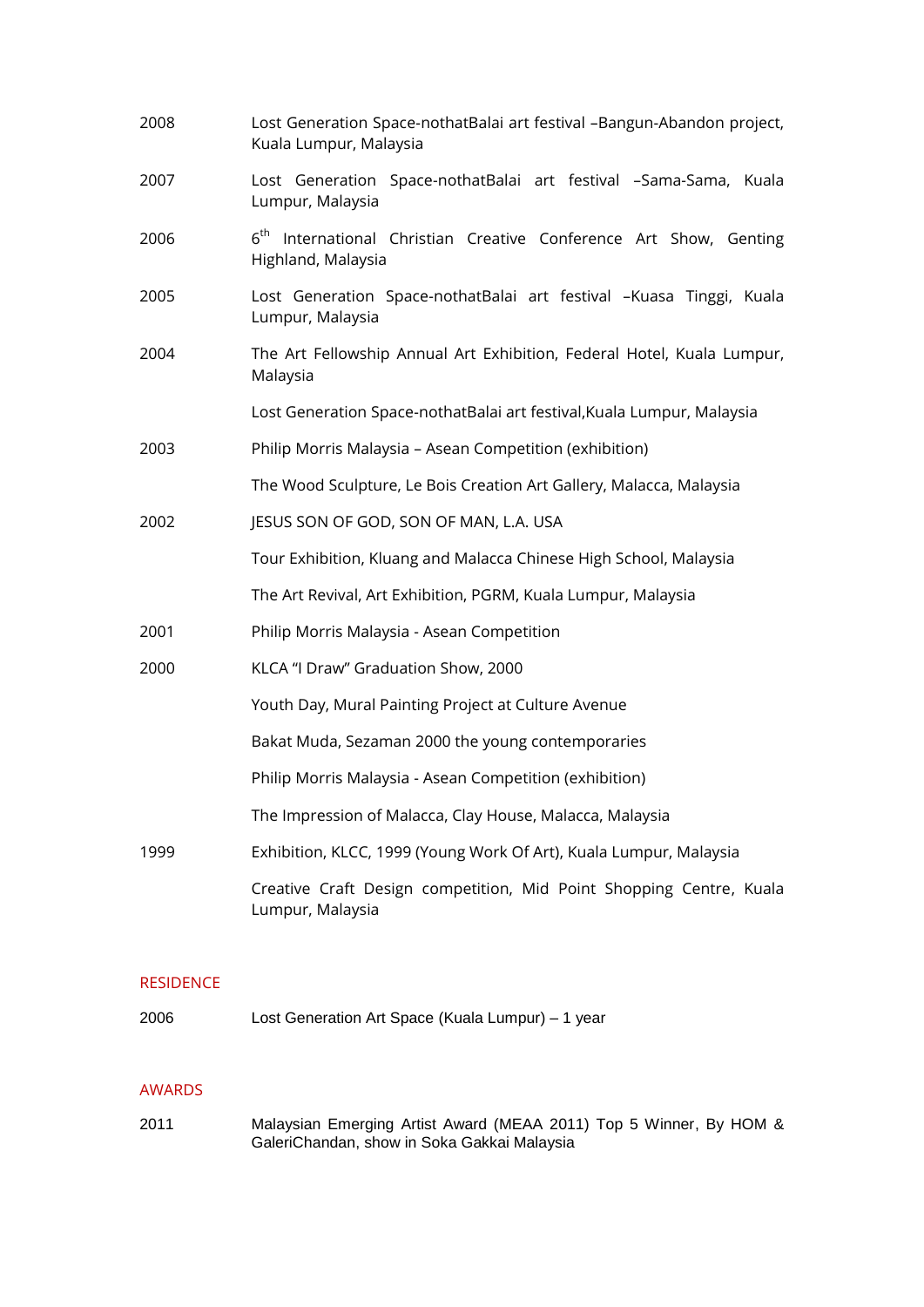| | |
|---|---|
| 2008 | Lost Generation Space-nothatBalai art festival –Bangun-Abandon project, Kuala Lumpur, Malaysia |
| 2007 | Lost Generation Space-nothatBalai art festival –Sama-Sama, Kuala Lumpur, Malaysia |
| 2006 | 6th International Christian Creative Conference Art Show, Genting Highland, Malaysia |
| 2005 | Lost Generation Space-nothatBalai art festival –Kuasa Tinggi, Kuala Lumpur, Malaysia |
| 2004 | The Art Fellowship Annual Art Exhibition, Federal Hotel, Kuala Lumpur, Malaysia |
| | Lost Generation Space-nothatBalai art festival,Kuala Lumpur, Malaysia |
| 2003 | Philip Morris Malaysia – Asean Competition (exhibition) |
| | The Wood Sculpture, Le Bois Creation Art Gallery, Malacca, Malaysia |
| 2002 | JESUS SON OF GOD, SON OF MAN, L.A. USA |
| | Tour Exhibition, Kluang and Malacca Chinese High School, Malaysia |
| | The Art Revival, Art Exhibition, PGRM, Kuala Lumpur, Malaysia |
| 2001 | Philip Morris Malaysia - Asean Competition |
| 2000 | KLCA "I Draw" Graduation Show, 2000 |
| | Youth Day, Mural Painting Project at Culture Avenue |
| | Bakat Muda, Sezaman 2000 the young contemporaries |
| | Philip Morris Malaysia - Asean Competition (exhibition) |
| | The Impression of Malacca, Clay House, Malacca, Malaysia |
| 1999 | Exhibition, KLCC, 1999 (Young Work Of Art), Kuala Lumpur, Malaysia |
| | Creative Craft Design competition, Mid Point Shopping Centre, Kuala Lumpur, Malaysia |

## RESIDENCE

| | |
|---|---|
| 2006 | Lost Generation Art Space (Kuala Lumpur) – 1 year |

## AWARDS

| | |
|---|---|
| 2011 | Malaysian Emerging Artist Award (MEAA 2011) Top 5 Winner, By HOM & GaleriChandan, show in Soka Gakkai Malaysia |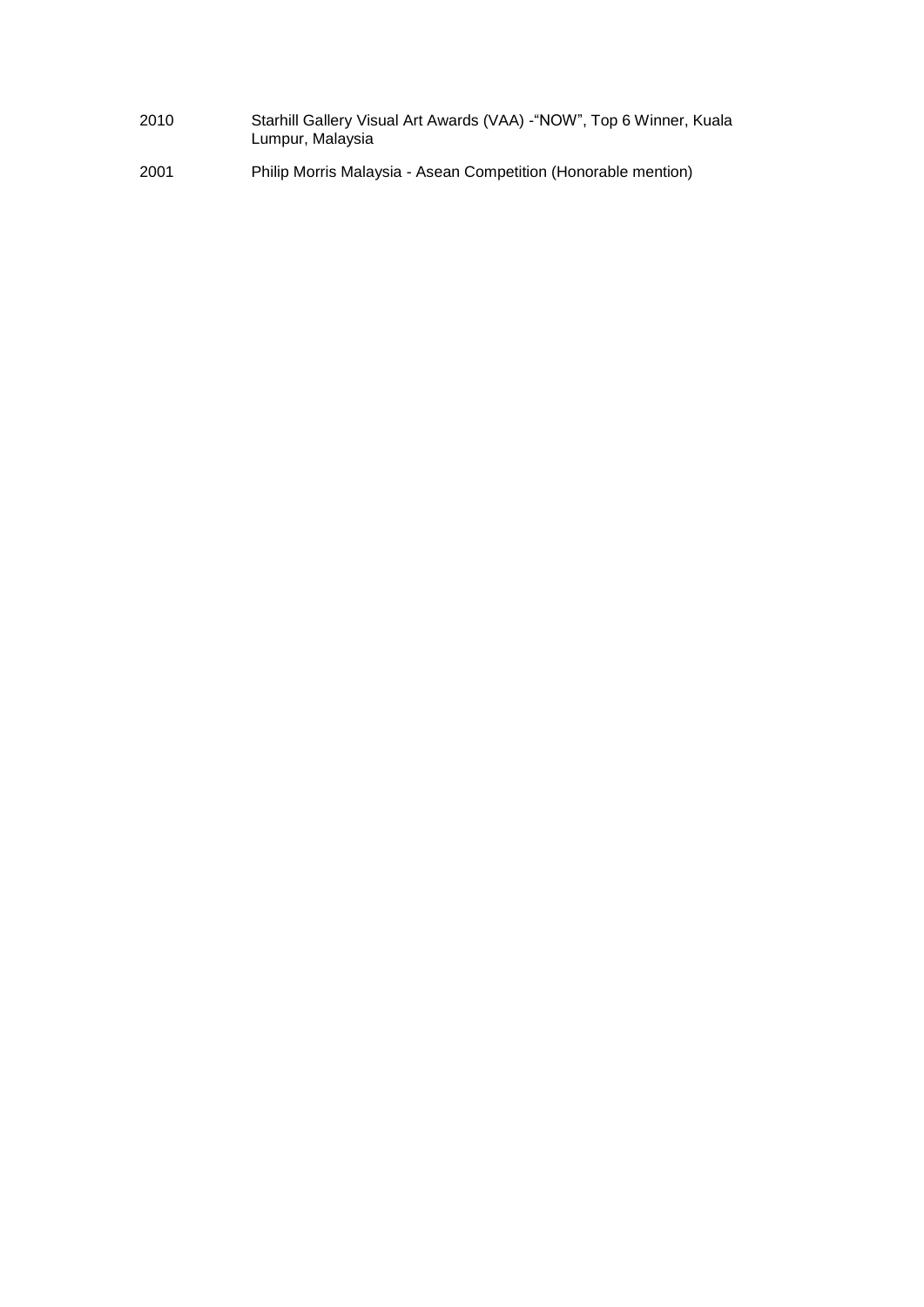2010 Starhill Gallery Visual Art Awards (VAA) -"NOW", Top 6 Winner, Kuala Lumpur, Malaysia

2001 Philip Morris Malaysia - Asean Competition (Honorable mention)